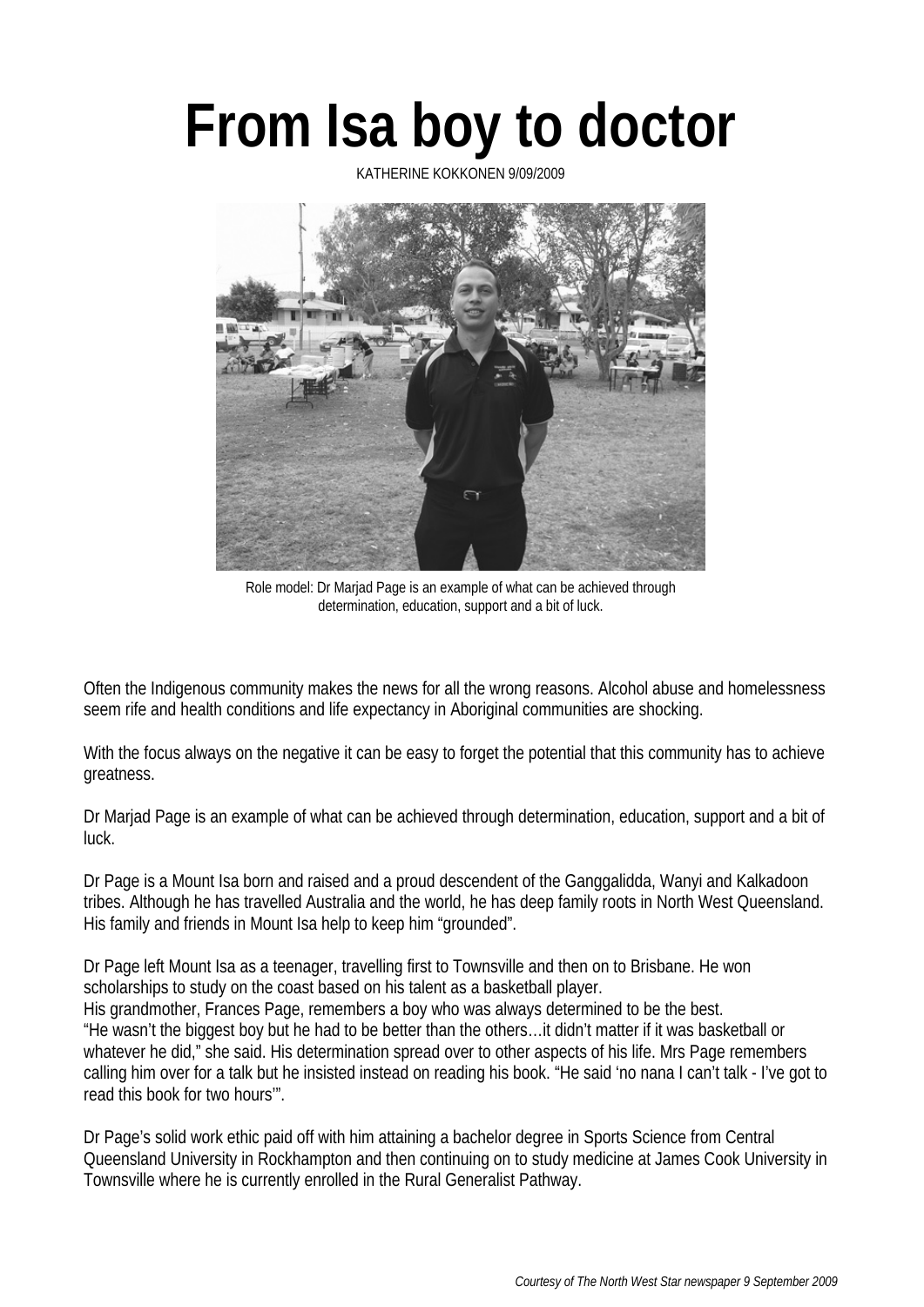# From Isa boy to doctor

KATHERINE KOKKONEN 9/09/2009

Role model: Dr Marjad Page is an example of what can be achieved through determination, education, support and a bit of luck.

Often the Indigenous community makes the news for all the wrong reasons. Alcohol abuse and homelessness seem rife and health conditions and life expectancy in Aboriginal communities are shocking.

With the focus always on the negative it can be easy to forget the potential that this community has to achieve greatness.

Dr Marjad Page is an example of what can be achieved through determination, education, support and a bit of luck.

Dr Page is a Mount Isa born and raised and a proud descendent of the Ganggalidda, Wanyi and Kalkadoon tribes. Although he has travelled Australia and the world, he has deep family roots in North West Queensland. His family and friends in Mount Isa help to keep him "grounded".

Dr Page left Mount Isa as a teenager, travelling first to Townsville and then on to Brisbane. He won scholarships to study on the coast based on his talent as a basketball player.
His grandmother, Frances Page, remembers a boy who was always determined to be the best.
"He wasn't the biggest boy but he had to be better than the others…it didn't matter if it was basketball or whatever he did," she said. His determination spread over to other aspects of his life. Mrs Page remembers calling him over for a talk but he insisted instead on reading his book. "He said 'no nana I can't talk - I've got to read this book for two hours'".

Dr Page's solid work ethic paid off with him attaining a bachelor degree in Sports Science from Central Queensland University in Rockhampton and then continuing on to study medicine at James Cook University in Townsville where he is currently enrolled in the Rural Generalist Pathway.

*Courtesy of The North West Star newspaper 9 September 2009*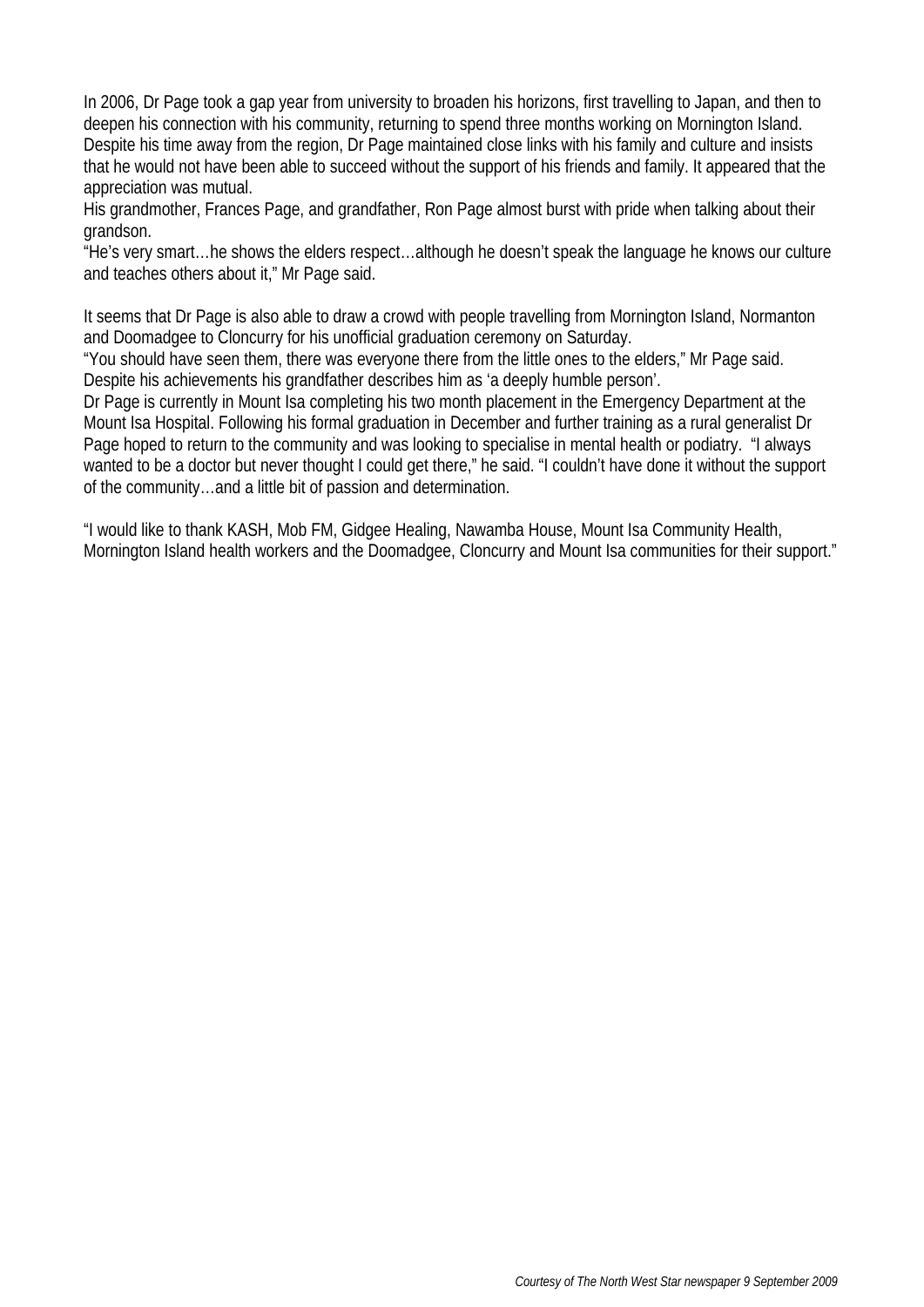In 2006, Dr Page took a gap year from university to broaden his horizons, first travelling to Japan, and then to deepen his connection with his community, returning to spend three months working on Mornington Island. Despite his time away from the region, Dr Page maintained close links with his family and culture and insists that he would not have been able to succeed without the support of his friends and family. It appeared that the appreciation was mutual.

His grandmother, Frances Page, and grandfather, Ron Page almost burst with pride when talking about their grandson.

"He's very smart…he shows the elders respect…although he doesn't speak the language he knows our culture and teaches others about it," Mr Page said.

It seems that Dr Page is also able to draw a crowd with people travelling from Mornington Island, Normanton and Doomadgee to Cloncurry for his unofficial graduation ceremony on Saturday.

"You should have seen them, there was everyone there from the little ones to the elders," Mr Page said.

Despite his achievements his grandfather describes him as 'a deeply humble person'.

Dr Page is currently in Mount Isa completing his two month placement in the Emergency Department at the Mount Isa Hospital. Following his formal graduation in December and further training as a rural generalist Dr Page hoped to return to the community and was looking to specialise in mental health or podiatry. "I always wanted to be a doctor but never thought I could get there," he said. "I couldn't have done it without the support of the community…and a little bit of passion and determination.

"I would like to thank KASH, Mob FM, Gidgee Healing, Nawamba House, Mount Isa Community Health, Mornington Island health workers and the Doomadgee, Cloncurry and Mount Isa communities for their support."

*Courtesy of The North West Star newspaper 9 September 2009*